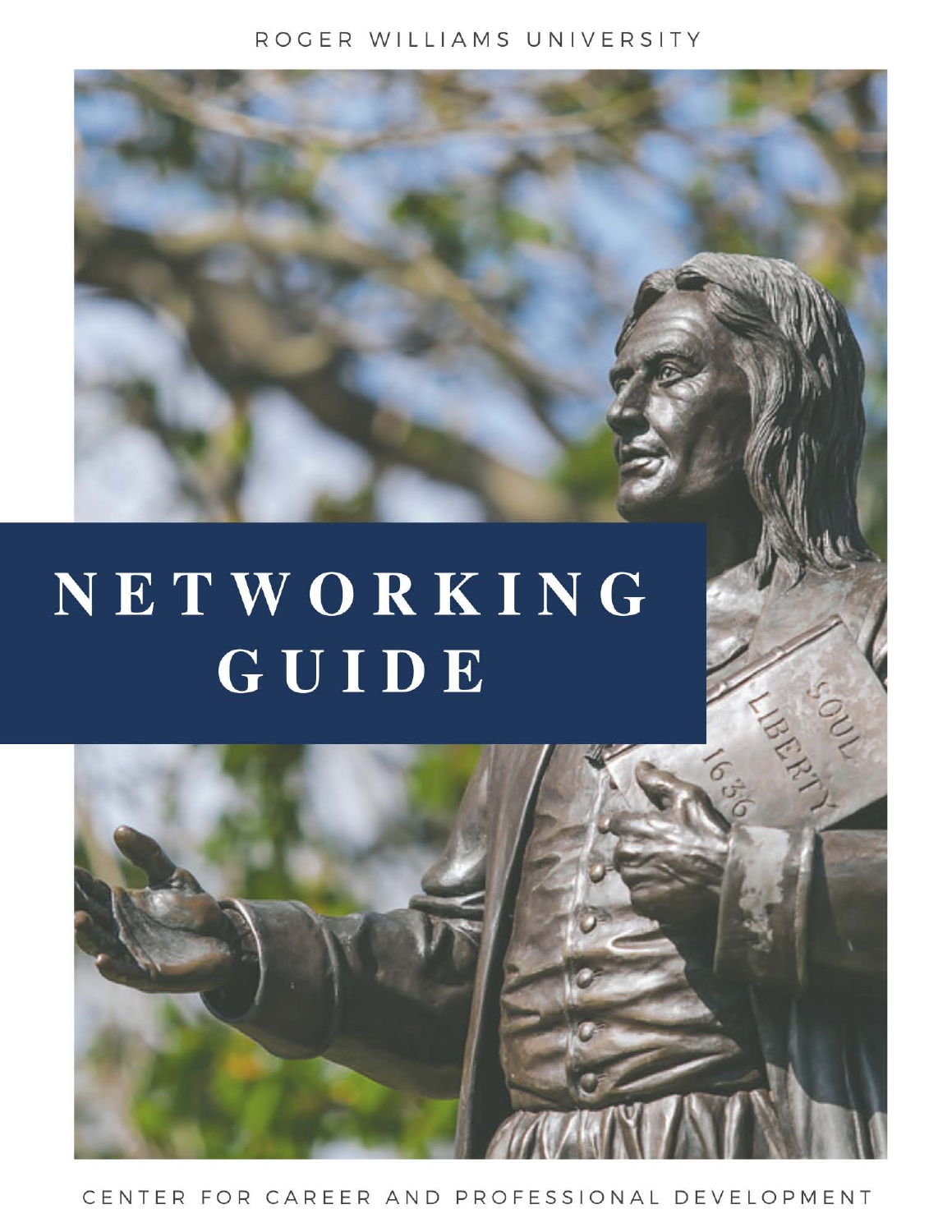ROGER WILLIAMS UNIVERSITY

# NETWORKING GUIDE

CENTER FOR CAREER AND PROFESSIONAL DEVELOPMENT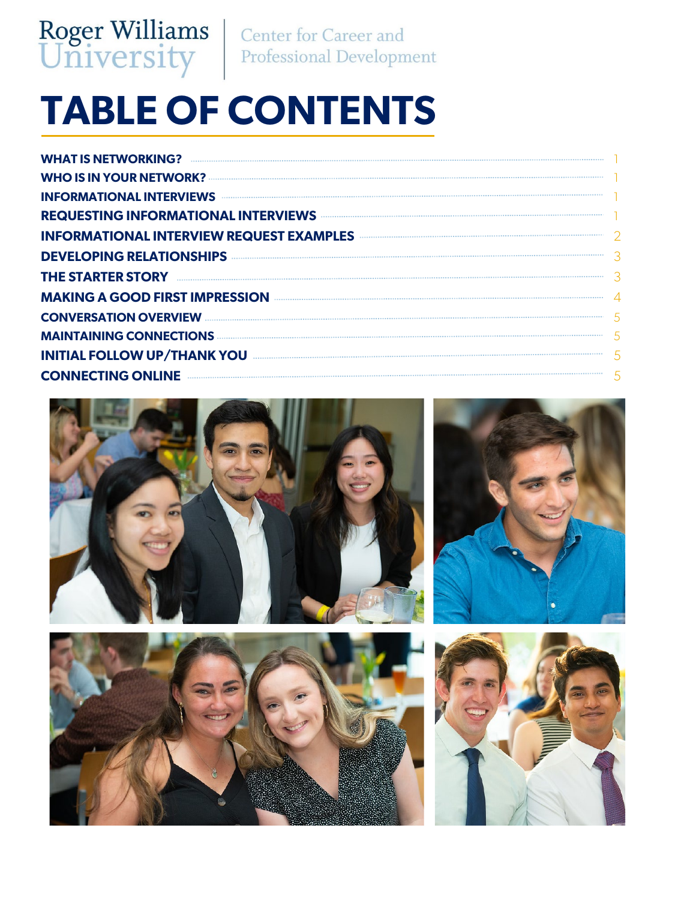Roger Williams University | Center for Career and Professional Development

# TABLE OF CONTENTS

| | |
|---|---|
| WHAT IS NETWORKING? | 1 |
| WHO IS IN YOUR NETWORK? | 1 |
| INFORMATIONAL INTERVIEWS | 1 |
| REQUESTING INFORMATIONAL INTERVIEWS | 1 |
| INFORMATIONAL INTERVIEW REQUEST EXAMPLES | 2 |
| DEVELOPING RELATIONSHIPS | 3 |
| THE STARTER STORY | 3 |
| MAKING A GOOD FIRST IMPRESSION | 4 |
| CONVERSATION OVERVIEW | 5 |
| MAINTAINING CONNECTIONS | 5 |
| INITIAL FOLLOW UP/THANK YOU | 5 |
| CONNECTING ONLINE | 5 |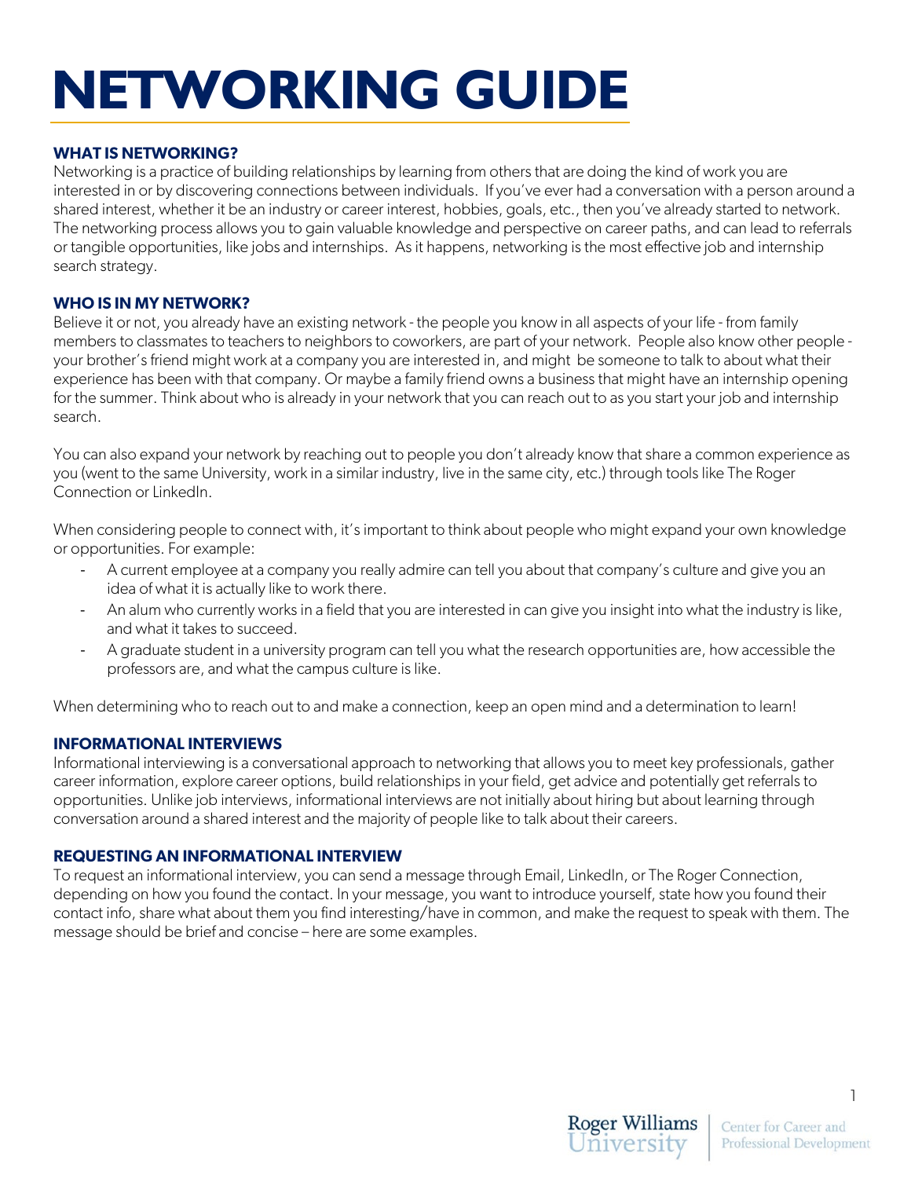# NETWORKING GUIDE

### WHAT IS NETWORKING?

Networking is a practice of building relationships by learning from others that are doing the kind of work you are interested in or by discovering connections between individuals. If you've ever had a conversation with a person around a shared interest, whether it be an industry or career interest, hobbies, goals, etc., then you've already started to network. The networking process allows you to gain valuable knowledge and perspective on career paths, and can lead to referrals or tangible opportunities, like jobs and internships. As it happens, networking is the most effective job and internship search strategy.

### WHO IS IN MY NETWORK?

Believe it or not, you already have an existing network - the people you know in all aspects of your life - from family members to classmates to teachers to neighbors to coworkers, are part of your network. People also know other people - your brother's friend might work at a company you are interested in, and might be someone to talk to about what their experience has been with that company. Or maybe a family friend owns a business that might have an internship opening for the summer. Think about who is already in your network that you can reach out to as you start your job and internship search.

You can also expand your network by reaching out to people you don't already know that share a common experience as you (went to the same University, work in a similar industry, live in the same city, etc.) through tools like The Roger Connection or LinkedIn.

When considering people to connect with, it's important to think about people who might expand your own knowledge or opportunities. For example:

- A current employee at a company you really admire can tell you about that company's culture and give you an idea of what it is actually like to work there.
- An alum who currently works in a field that you are interested in can give you insight into what the industry is like, and what it takes to succeed.
- A graduate student in a university program can tell you what the research opportunities are, how accessible the professors are, and what the campus culture is like.

When determining who to reach out to and make a connection, keep an open mind and a determination to learn!

### INFORMATIONAL INTERVIEWS

Informational interviewing is a conversational approach to networking that allows you to meet key professionals, gather career information, explore career options, build relationships in your field, get advice and potentially get referrals to opportunities. Unlike job interviews, informational interviews are not initially about hiring but about learning through conversation around a shared interest and the majority of people like to talk about their careers.

### REQUESTING AN INFORMATIONAL INTERVIEW

To request an informational interview, you can send a message through Email, LinkedIn, or The Roger Connection, depending on how you found the contact. In your message, you want to introduce yourself, state how you found their contact info, share what about them you find interesting/have in common, and make the request to speak with them. The message should be brief and concise – here are some examples.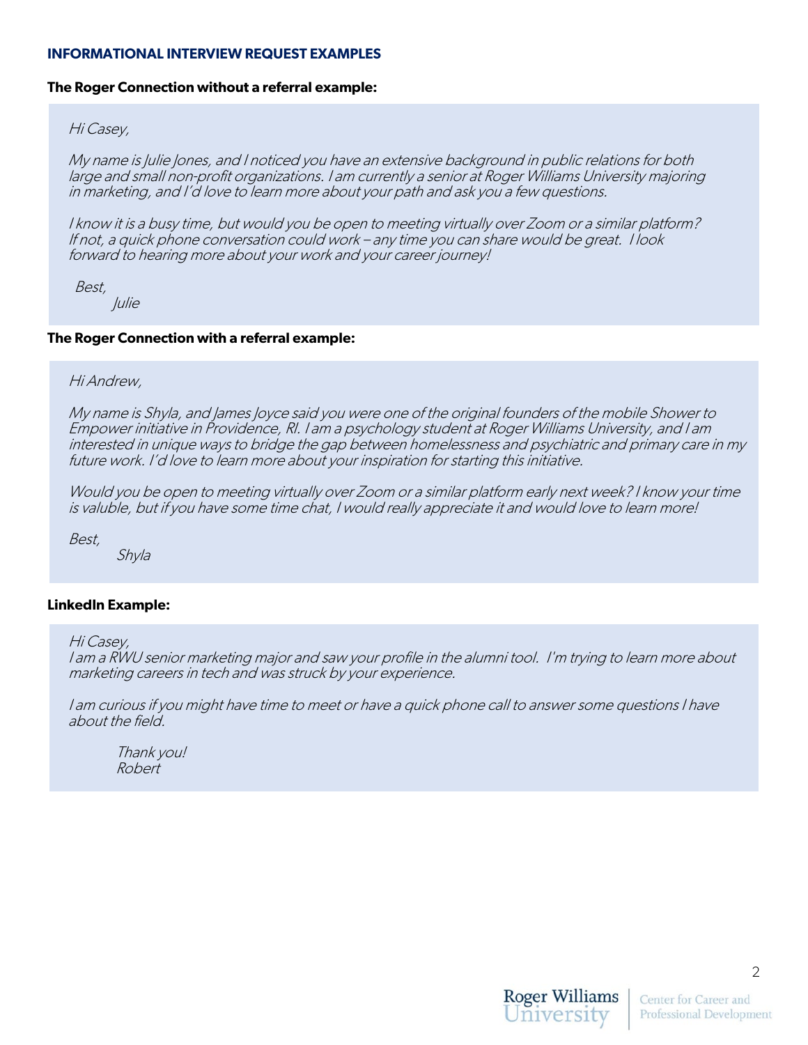## INFORMATIONAL INTERVIEW REQUEST EXAMPLES

**The Roger Connection without a referral example:**

*Hi Casey,*

*My name is Julie Jones, and I noticed you have an extensive background in public relations for both large and small non-profit organizations. I am currently a senior at Roger Williams University majoring in marketing, and I'd love to learn more about your path and ask you a few questions.*

*I know it is a busy time, but would you be open to meeting virtually over Zoom or a similar platform? If not, a quick phone conversation could work – any time you can share would be great. I look forward to hearing more about your work and your career journey!*

*Best,*
*Julie*

**The Roger Connection with a referral example:**

*Hi Andrew,*

*My name is Shyla, and James Joyce said you were one of the original founders of the mobile Shower to Empower initiative in Providence, RI. I am a psychology student at Roger Williams University, and I am interested in unique ways to bridge the gap between homelessness and psychiatric and primary care in my future work. I'd love to learn more about your inspiration for starting this initiative.*

*Would you be open to meeting virtually over Zoom or a similar platform early next week? I know your time is valuble, but if you have some time chat, I would really appreciate it and would love to learn more!*

*Best,*
*Shyla*

**LinkedIn Example:**

*Hi Casey,*
*I am a RWU senior marketing major and saw your profile in the alumni tool. I'm trying to learn more about marketing careers in tech and was struck by your experience.*

*I am curious if you might have time to meet or have a quick phone call to answer some questions I have about the field.*

*Thank you!*
*Robert*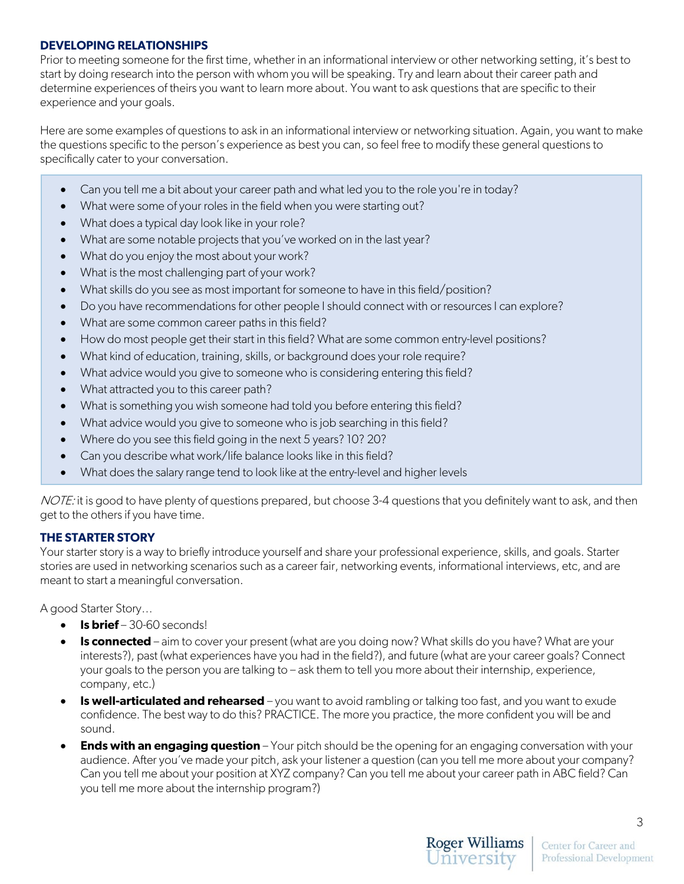## DEVELOPING RELATIONSHIPS

Prior to meeting someone for the first time, whether in an informational interview or other networking setting, it's best to start by doing research into the person with whom you will be speaking. Try and learn about their career path and determine experiences of theirs you want to learn more about. You want to ask questions that are specific to their experience and your goals.

Here are some examples of questions to ask in an informational interview or networking situation. Again, you want to make the questions specific to the person's experience as best you can, so feel free to modify these general questions to specifically cater to your conversation.

- Can you tell me a bit about your career path and what led you to the role you're in today?
- What were some of your roles in the field when you were starting out?
- What does a typical day look like in your role?
- What are some notable projects that you've worked on in the last year?
- What do you enjoy the most about your work?
- What is the most challenging part of your work?
- What skills do you see as most important for someone to have in this field/position?
- Do you have recommendations for other people I should connect with or resources I can explore?
- What are some common career paths in this field?
- How do most people get their start in this field? What are some common entry-level positions?
- What kind of education, training, skills, or background does your role require?
- What advice would you give to someone who is considering entering this field?
- What attracted you to this career path?
- What is something you wish someone had told you before entering this field?
- What advice would you give to someone who is job searching in this field?
- Where do you see this field going in the next 5 years? 10? 20?
- Can you describe what work/life balance looks like in this field?
- What does the salary range tend to look like at the entry-level and higher levels

*NOTE:* it is good to have plenty of questions prepared, but choose 3-4 questions that you definitely want to ask, and then get to the others if you have time.

## THE STARTER STORY

Your starter story is a way to briefly introduce yourself and share your professional experience, skills, and goals. Starter stories are used in networking scenarios such as a career fair, networking events, informational interviews, etc, and are meant to start a meaningful conversation.

A good Starter Story…

- **Is brief** – 30-60 seconds!
- **Is connected** – aim to cover your present (what are you doing now? What skills do you have? What are your interests?), past (what experiences have you had in the field?), and future (what are your career goals? Connect your goals to the person you are talking to – ask them to tell you more about their internship, experience, company, etc.)
- **Is well-articulated and rehearsed** – you want to avoid rambling or talking too fast, and you want to exude confidence. The best way to do this? PRACTICE. The more you practice, the more confident you will be and sound.
- **Ends with an engaging question** – Your pitch should be the opening for an engaging conversation with your audience. After you've made your pitch, ask your listener a question (can you tell me more about your company? Can you tell me about your position at XYZ company? Can you tell me about your career path in ABC field? Can you tell me more about the internship program?)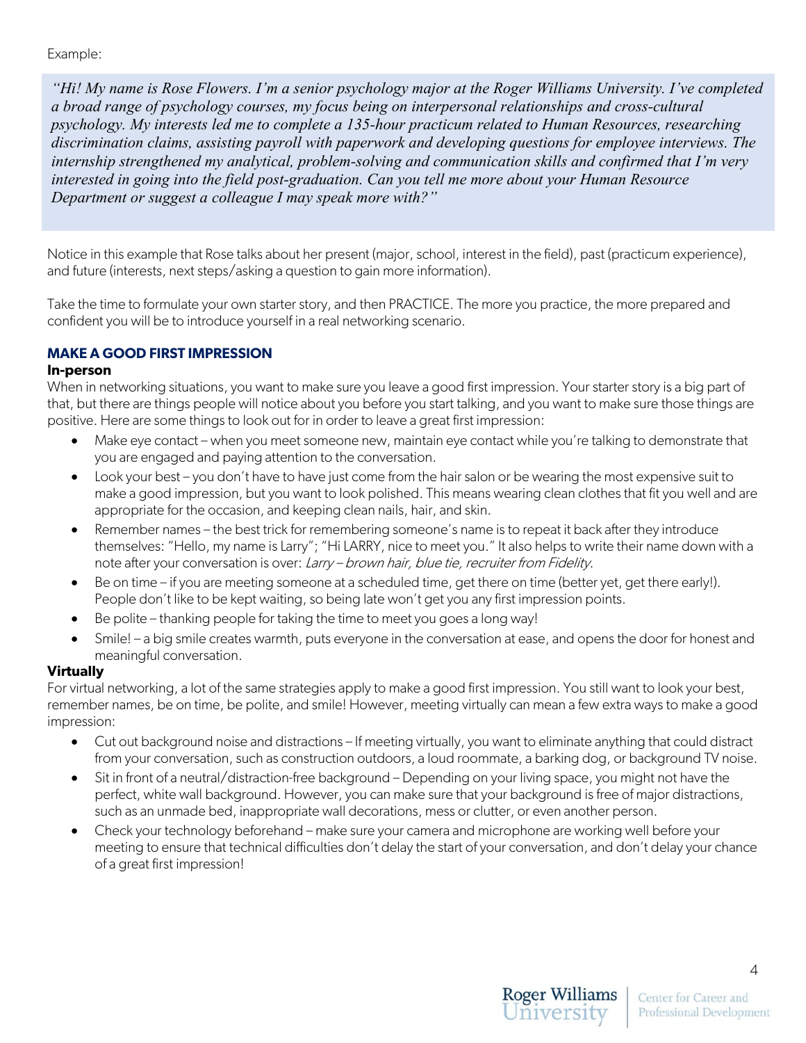Example:

> *"Hi! My name is Rose Flowers. I'm a senior psychology major at the Roger Williams University. I've completed a broad range of psychology courses, my focus being on interpersonal relationships and cross-cultural psychology. My interests led me to complete a 135-hour practicum related to Human Resources, researching discrimination claims, assisting payroll with paperwork and developing questions for employee interviews. The internship strengthened my analytical, problem-solving and communication skills and confirmed that I'm very interested in going into the field post-graduation. Can you tell me more about your Human Resource Department or suggest a colleague I may speak more with?"*

Notice in this example that Rose talks about her present (major, school, interest in the field), past (practicum experience), and future (interests, next steps/asking a question to gain more information).

Take the time to formulate your own starter story, and then PRACTICE. The more you practice, the more prepared and confident you will be to introduce yourself in a real networking scenario.

## MAKE A GOOD FIRST IMPRESSION

### In-person

When in networking situations, you want to make sure you leave a good first impression. Your starter story is a big part of that, but there are things people will notice about you before you start talking, and you want to make sure those things are positive. Here are some things to look out for in order to leave a great first impression:

- Make eye contact – when you meet someone new, maintain eye contact while you're talking to demonstrate that you are engaged and paying attention to the conversation.
- Look your best – you don't have to have just come from the hair salon or be wearing the most expensive suit to make a good impression, but you want to look polished. This means wearing clean clothes that fit you well and are appropriate for the occasion, and keeping clean nails, hair, and skin.
- Remember names – the best trick for remembering someone's name is to repeat it back after they introduce themselves: "Hello, my name is Larry"; "Hi LARRY, nice to meet you." It also helps to write their name down with a note after your conversation is over: *Larry – brown hair, blue tie, recruiter from Fidelity.*
- Be on time – if you are meeting someone at a scheduled time, get there on time (better yet, get there early!). People don't like to be kept waiting, so being late won't get you any first impression points.
- Be polite – thanking people for taking the time to meet you goes a long way!
- Smile! – a big smile creates warmth, puts everyone in the conversation at ease, and opens the door for honest and meaningful conversation.

### Virtually

For virtual networking, a lot of the same strategies apply to make a good first impression. You still want to look your best, remember names, be on time, be polite, and smile! However, meeting virtually can mean a few extra ways to make a good impression:

- Cut out background noise and distractions – If meeting virtually, you want to eliminate anything that could distract from your conversation, such as construction outdoors, a loud roommate, a barking dog, or background TV noise.
- Sit in front of a neutral/distraction-free background – Depending on your living space, you might not have the perfect, white wall background. However, you can make sure that your background is free of major distractions, such as an unmade bed, inappropriate wall decorations, mess or clutter, or even another person.
- Check your technology beforehand – make sure your camera and microphone are working well before your meeting to ensure that technical difficulties don't delay the start of your conversation, and don't delay your chance of a great first impression!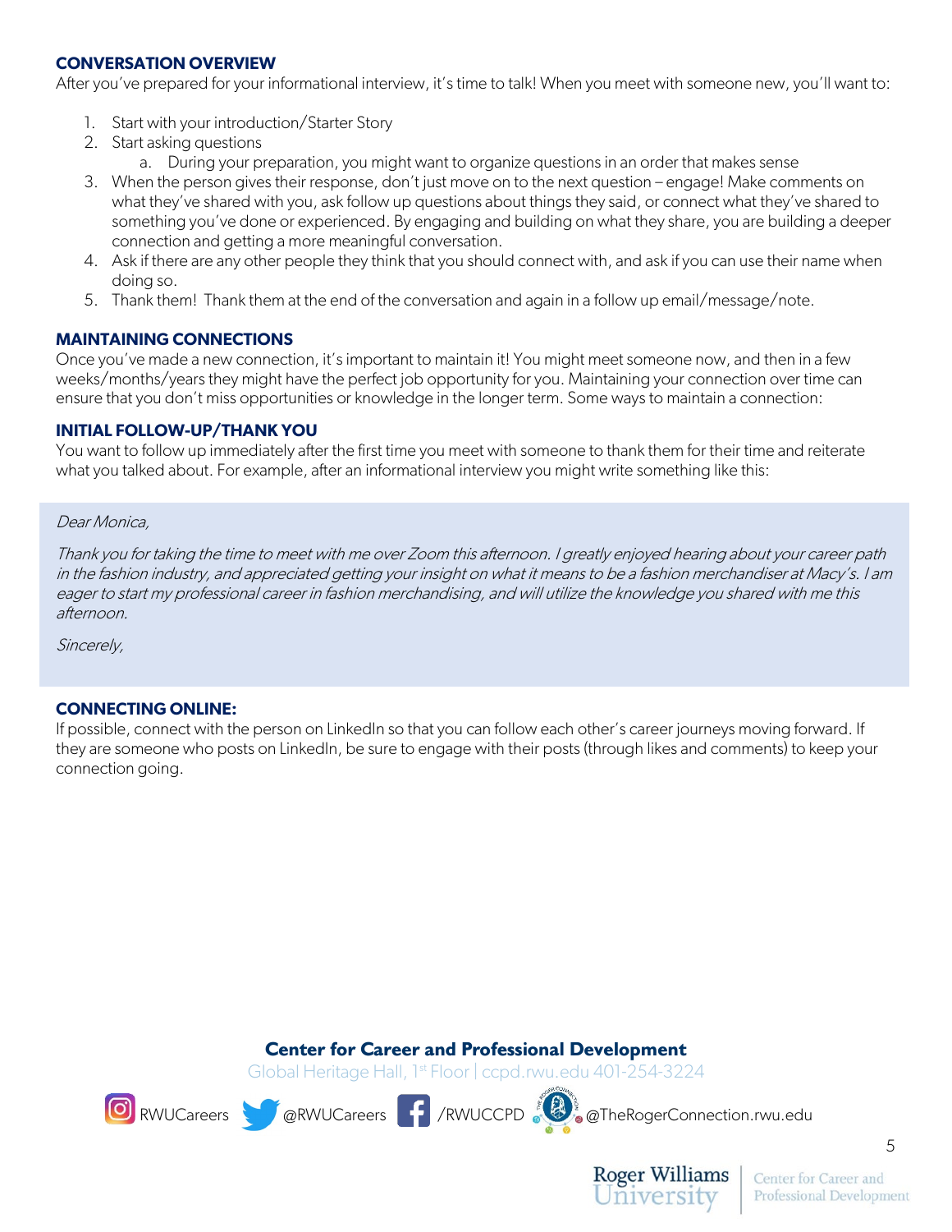## CONVERSATION OVERVIEW

After you've prepared for your informational interview, it's time to talk! When you meet with someone new, you'll want to:

1. Start with your introduction/Starter Story
2. Start asking questions
   a. During your preparation, you might want to organize questions in an order that makes sense
3. When the person gives their response, don't just move on to the next question – engage! Make comments on what they've shared with you, ask follow up questions about things they said, or connect what they've shared to something you've done or experienced. By engaging and building on what they share, you are building a deeper connection and getting a more meaningful conversation.
4. Ask if there are any other people they think that you should connect with, and ask if you can use their name when doing so.
5. Thank them! Thank them at the end of the conversation and again in a follow up email/message/note.

## MAINTAINING CONNECTIONS

Once you've made a new connection, it's important to maintain it! You might meet someone now, and then in a few weeks/months/years they might have the perfect job opportunity for you. Maintaining your connection over time can ensure that you don't miss opportunities or knowledge in the longer term. Some ways to maintain a connection:

### INITIAL FOLLOW-UP/THANK YOU

You want to follow up immediately after the first time you meet with someone to thank them for their time and reiterate what you talked about. For example, after an informational interview you might write something like this:

*Dear Monica,*

*Thank you for taking the time to meet with me over Zoom this afternoon. I greatly enjoyed hearing about your career path in the fashion industry, and appreciated getting your insight on what it means to be a fashion merchandiser at Macy's. I am eager to start my professional career in fashion merchandising, and will utilize the knowledge you shared with me this afternoon.*

*Sincerely,*

### CONNECTING ONLINE:

If possible, connect with the person on LinkedIn so that you can follow each other's career journeys moving forward. If they are someone who posts on LinkedIn, be sure to engage with their posts (through likes and comments) to keep your connection going.

**Center for Career and Professional Development**

Global Heritage Hall, 1st Floor | ccpd.rwu.edu 401-254-3224

RWUCareers @RWUCareers /RWUCCPD @TheRogerConnection.rwu.edu

Roger Williams University | Center for Career and Professional Development